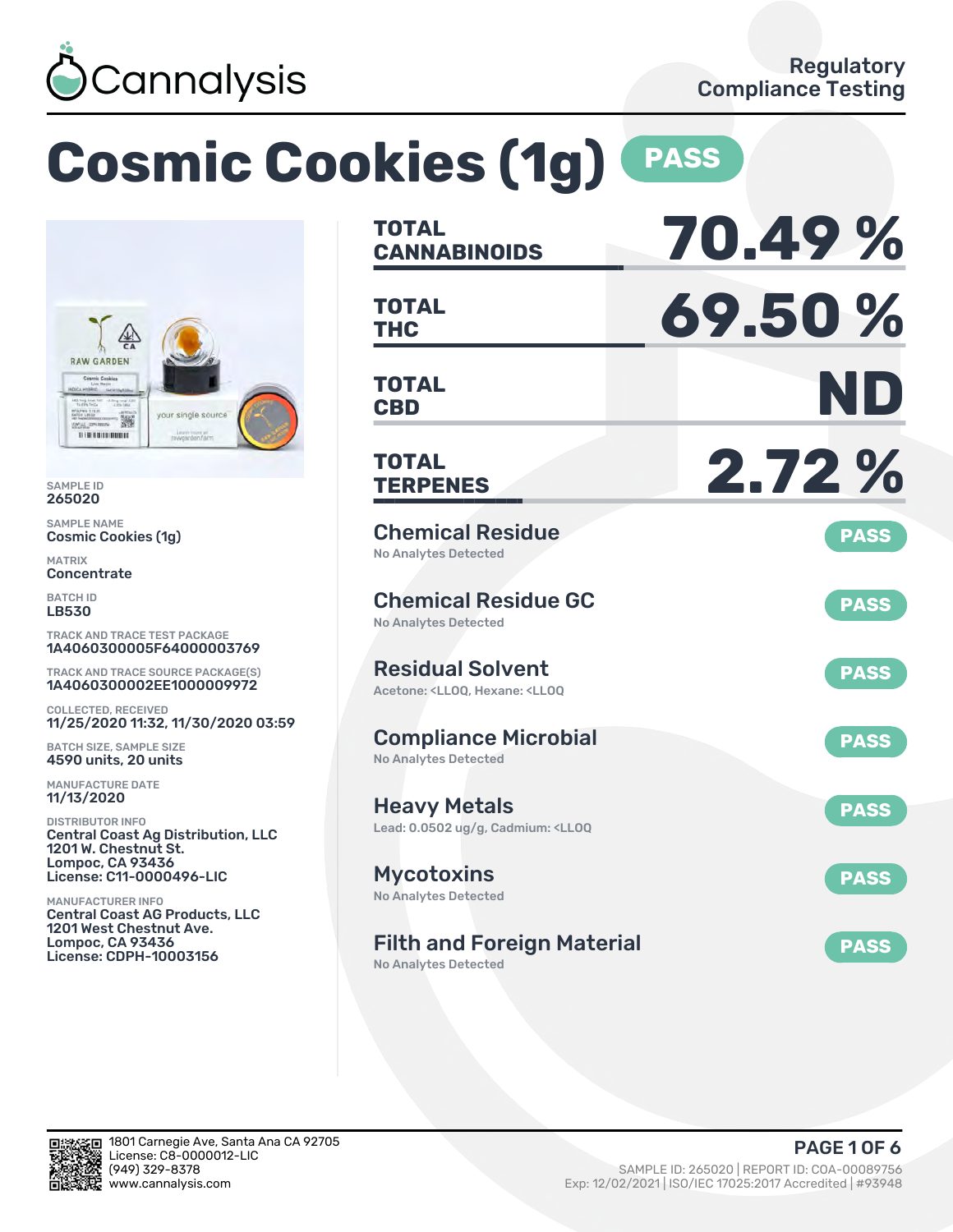Cannalysis

Regulatory Compliance Testing

# Cosmic Cookies (1g) PASS

SAMPLE ID
265020

SAMPLE NAME
Cosmic Cookies (1g)

MATRIX
Concentrate

BATCH ID
LB530

TRACK AND TRACE TEST PACKAGE
1A4060300005F64000003769

TRACK AND TRACE SOURCE PACKAGE(S)
1A4060300002EE1000009972

COLLECTED, RECEIVED
11/25/2020 11:32, 11/30/2020 03:59

BATCH SIZE, SAMPLE SIZE
4590 units, 20 units

MANUFACTURE DATE
11/13/2020

DISTRIBUTOR INFO
Central Coast Ag Distribution, LLC
1201 W. Chestnut St.
Lompoc, CA 93436
License: C11-0000496-LIC

MANUFACTURER INFO
Central Coast AG Products, LLC
1201 West Chestnut Ave.
Lompoc, CA 93436
License: CDPH-10003156

| | |
|---|---|
| TOTAL CANNABINOIDS | 70.49 % |
| TOTAL THC | 69.50 % |
| TOTAL CBD | ND |
| TOTAL TERPENES | 2.72 % |

**Chemical Residue** — PASS
No Analytes Detected

**Chemical Residue GC** — PASS
No Analytes Detected

**Residual Solvent** — PASS
Acetone: <LLOQ, Hexane: <LLOQ

**Compliance Microbial** — PASS
No Analytes Detected

**Heavy Metals** — PASS
Lead: 0.0502 ug/g, Cadmium: <LLOQ

**Mycotoxins** — PASS
No Analytes Detected

**Filth and Foreign Material** — PASS
No Analytes Detected

1801 Carnegie Ave, Santa Ana CA 92705
License: C8-0000012-LIC
(949) 329-8378
www.cannalysis.com

SAMPLE ID: 265020 | REPORT ID: COA-00089756
Exp: 12/02/2021 | ISO/IEC 17025:2017 Accredited | #93948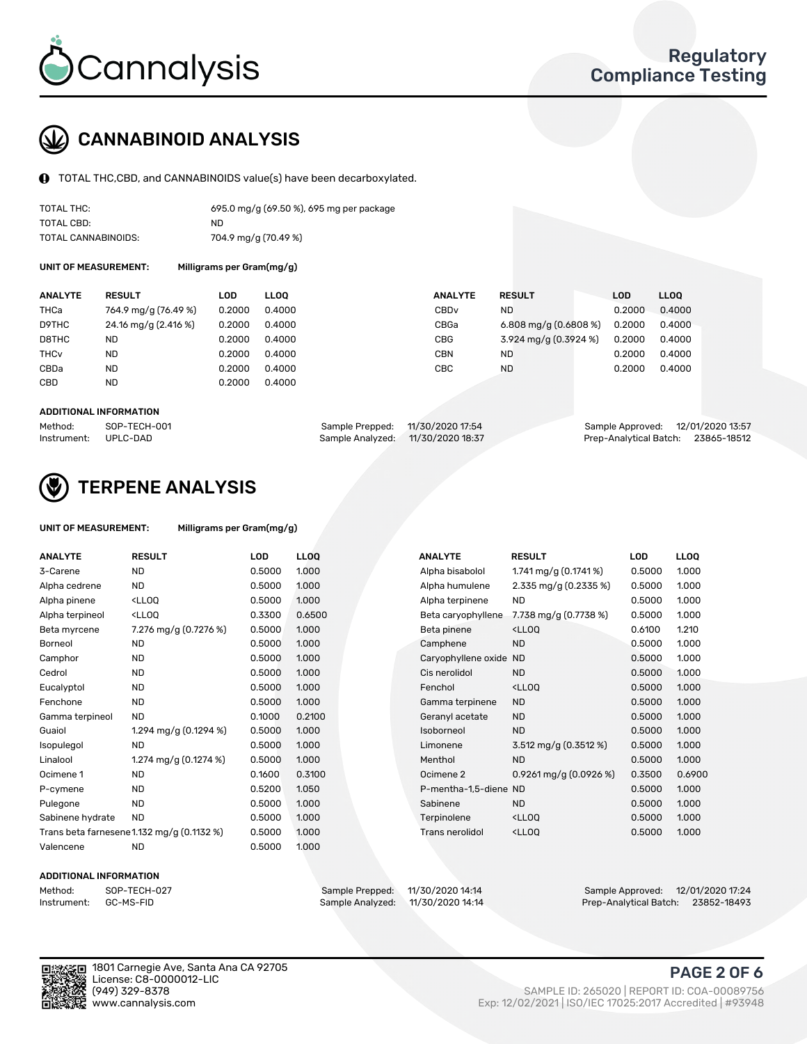Cannalysis

Regulatory Compliance Testing

## CANNABINOID ANALYSIS

TOTAL THC,CBD, and CANNABINOIDS value(s) have been decarboxylated.

| | |
|---|---|
| TOTAL THC: | 695.0 mg/g (69.50 %), 695 mg per package |
| TOTAL CBD: | ND |
| TOTAL CANNABINOIDS: | 704.9 mg/g (70.49 %) |

**UNIT OF MEASUREMENT:** Milligrams per Gram(mg/g)

| ANALYTE | RESULT | LOD | LLOQ | ANALYTE | RESULT | LOD | LLOQ |
|---|---|---|---|---|---|---|---|
| THCa | 764.9 mg/g (76.49 %) | 0.2000 | 0.4000 | CBDv | ND | 0.2000 | 0.4000 |
| D9THC | 24.16 mg/g (2.416 %) | 0.2000 | 0.4000 | CBGa | 6.808 mg/g (0.6808 %) | 0.2000 | 0.4000 |
| D8THC | ND | 0.2000 | 0.4000 | CBG | 3.924 mg/g (0.3924 %) | 0.2000 | 0.4000 |
| THCv | ND | 0.2000 | 0.4000 | CBN | ND | 0.2000 | 0.4000 |
| CBDa | ND | 0.2000 | 0.4000 | CBC | ND | 0.2000 | 0.4000 |
| CBD | ND | 0.2000 | 0.4000 | | | | |

**ADDITIONAL INFORMATION**

| | | | | | |
|---|---|---|---|---|---|
| Method: | SOP-TECH-001 | Sample Prepped: | 11/30/2020 17:54 | Sample Approved: | 12/01/2020 13:57 |
| Instrument: | UPLC-DAD | Sample Analyzed: | 11/30/2020 18:37 | Prep-Analytical Batch: | 23865-18512 |

## TERPENE ANALYSIS

**UNIT OF MEASUREMENT:** Milligrams per Gram(mg/g)

| ANALYTE | RESULT | LOD | LLOQ | ANALYTE | RESULT | LOD | LLOQ |
|---|---|---|---|---|---|---|---|
| 3-Carene | ND | 0.5000 | 1.000 | Alpha bisabolol | 1.741 mg/g (0.1741 %) | 0.5000 | 1.000 |
| Alpha cedrene | ND | 0.5000 | 1.000 | Alpha humulene | 2.335 mg/g (0.2335 %) | 0.5000 | 1.000 |
| Alpha pinene | <LLOQ | 0.5000 | 1.000 | Alpha terpinene | ND | 0.5000 | 1.000 |
| Alpha terpineol | <LLOQ | 0.3300 | 0.6500 | Beta caryophyllene | 7.738 mg/g (0.7738 %) | 0.5000 | 1.000 |
| Beta myrcene | 7.276 mg/g (0.7276 %) | 0.5000 | 1.000 | Beta pinene | <LLOQ | 0.6100 | 1.210 |
| Borneol | ND | 0.5000 | 1.000 | Camphene | ND | 0.5000 | 1.000 |
| Camphor | ND | 0.5000 | 1.000 | Caryophyllene oxide | ND | 0.5000 | 1.000 |
| Cedrol | ND | 0.5000 | 1.000 | Cis nerolidol | ND | 0.5000 | 1.000 |
| Eucalyptol | ND | 0.5000 | 1.000 | Fenchol | <LLOQ | 0.5000 | 1.000 |
| Fenchone | ND | 0.5000 | 1.000 | Gamma terpinene | ND | 0.5000 | 1.000 |
| Gamma terpineol | ND | 0.1000 | 0.2100 | Geranyl acetate | ND | 0.5000 | 1.000 |
| Guaiol | 1.294 mg/g (0.1294 %) | 0.5000 | 1.000 | Isoborneol | ND | 0.5000 | 1.000 |
| Isopulegol | ND | 0.5000 | 1.000 | Limonene | 3.512 mg/g (0.3512 %) | 0.5000 | 1.000 |
| Linalool | 1.274 mg/g (0.1274 %) | 0.5000 | 1.000 | Menthol | ND | 0.5000 | 1.000 |
| Ocimene 1 | ND | 0.1600 | 0.3100 | Ocimene 2 | 0.9261 mg/g (0.0926 %) | 0.3500 | 0.6900 |
| P-cymene | ND | 0.5200 | 1.050 | P-mentha-1,5-diene | ND | 0.5000 | 1.000 |
| Pulegone | ND | 0.5000 | 1.000 | Sabinene | ND | 0.5000 | 1.000 |
| Sabinene hydrate | ND | 0.5000 | 1.000 | Terpinolene | <LLOQ | 0.5000 | 1.000 |
| Trans beta farnesene | 1.132 mg/g (0.1132 %) | 0.5000 | 1.000 | Trans nerolidol | <LLOQ | 0.5000 | 1.000 |
| Valencene | ND | 0.5000 | 1.000 | | | | |

**ADDITIONAL INFORMATION**

| | | | | | |
|---|---|---|---|---|---|
| Method: | SOP-TECH-027 | Sample Prepped: | 11/30/2020 14:14 | Sample Approved: | 12/01/2020 17:24 |
| Instrument: | GC-MS-FID | Sample Analyzed: | 11/30/2020 14:14 | Prep-Analytical Batch: | 23852-18493 |

1801 Carnegie Ave, Santa Ana CA 92705
License: C8-0000012-LIC
(949) 329-8378
www.cannalysis.com

SAMPLE ID: 265020 | REPORT ID: COA-00089756
Exp: 12/02/2021 | ISO/IEC 17025:2017 Accredited | #93948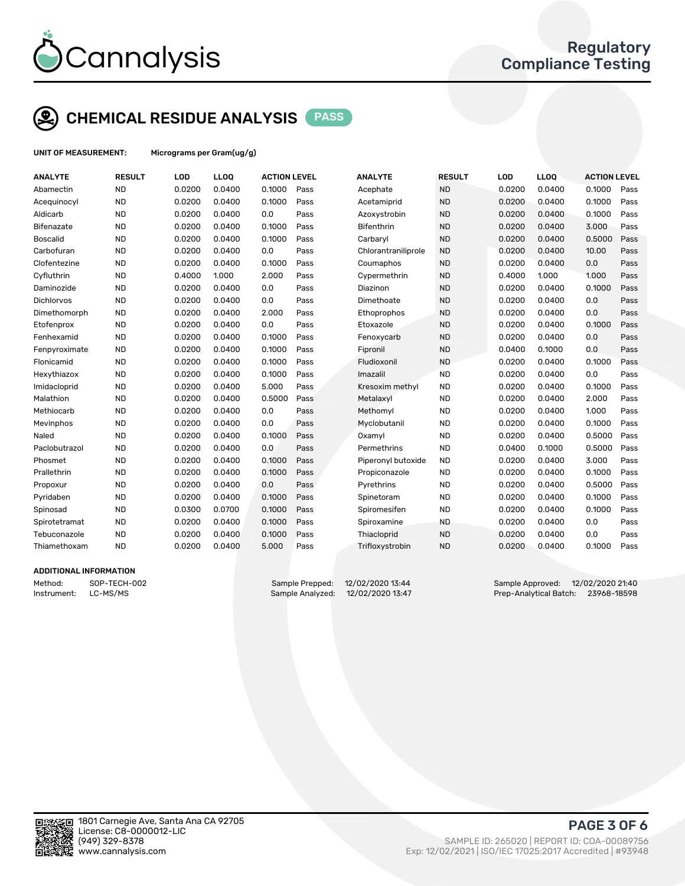# Cannalysis

Regulatory Compliance Testing

## CHEMICAL RESIDUE ANALYSIS PASS

**UNIT OF MEASUREMENT:** Micrograms per Gram(ug/g)

| ANALYTE | RESULT | LOD | LLOQ | ACTION LEVEL | | ANALYTE | RESULT | LOD | LLOQ | ACTION LEVEL | |
|---|---|---|---|---|---|---|---|---|---|---|---|
| Abamectin | ND | 0.0200 | 0.0400 | 0.1000 | Pass | Acephate | ND | 0.0200 | 0.0400 | 0.1000 | Pass |
| Acequinocyl | ND | 0.0200 | 0.0400 | 0.1000 | Pass | Acetamiprid | ND | 0.0200 | 0.0400 | 0.1000 | Pass |
| Aldicarb | ND | 0.0200 | 0.0400 | 0.0 | Pass | Azoxystrobin | ND | 0.0200 | 0.0400 | 0.1000 | Pass |
| Bifenazate | ND | 0.0200 | 0.0400 | 0.1000 | Pass | Bifenthrin | ND | 0.0200 | 0.0400 | 3.000 | Pass |
| Boscalid | ND | 0.0200 | 0.0400 | 0.1000 | Pass | Carbaryl | ND | 0.0200 | 0.0400 | 0.5000 | Pass |
| Carbofuran | ND | 0.0200 | 0.0400 | 0.0 | Pass | Chlorantraniliprole | ND | 0.0200 | 0.0400 | 10.00 | Pass |
| Clofentezine | ND | 0.0200 | 0.0400 | 0.1000 | Pass | Coumaphos | ND | 0.0200 | 0.0400 | 0.0 | Pass |
| Cyfluthrin | ND | 0.4000 | 1.000 | 2.000 | Pass | Cypermethrin | ND | 0.4000 | 1.000 | 1.000 | Pass |
| Daminozide | ND | 0.0200 | 0.0400 | 0.0 | Pass | Diazinon | ND | 0.0200 | 0.0400 | 0.1000 | Pass |
| Dichlorvos | ND | 0.0200 | 0.0400 | 0.0 | Pass | Dimethoate | ND | 0.0200 | 0.0400 | 0.0 | Pass |
| Dimethomorph | ND | 0.0200 | 0.0400 | 2.000 | Pass | Ethoprophos | ND | 0.0200 | 0.0400 | 0.0 | Pass |
| Etofenprox | ND | 0.0200 | 0.0400 | 0.0 | Pass | Etoxazole | ND | 0.0200 | 0.0400 | 0.1000 | Pass |
| Fenhexamid | ND | 0.0200 | 0.0400 | 0.1000 | Pass | Fenoxycarb | ND | 0.0200 | 0.0400 | 0.0 | Pass |
| Fenpyroximate | ND | 0.0200 | 0.0400 | 0.1000 | Pass | Fipronil | ND | 0.0400 | 0.1000 | 0.0 | Pass |
| Flonicamid | ND | 0.0200 | 0.0400 | 0.1000 | Pass | Fludioxonil | ND | 0.0200 | 0.0400 | 0.1000 | Pass |
| Hexythiazox | ND | 0.0200 | 0.0400 | 0.1000 | Pass | Imazalil | ND | 0.0200 | 0.0400 | 0.0 | Pass |
| Imidacloprid | ND | 0.0200 | 0.0400 | 5.000 | Pass | Kresoxim methyl | ND | 0.0200 | 0.0400 | 0.1000 | Pass |
| Malathion | ND | 0.0200 | 0.0400 | 0.5000 | Pass | Metalaxyl | ND | 0.0200 | 0.0400 | 2.000 | Pass |
| Methiocarb | ND | 0.0200 | 0.0400 | 0.0 | Pass | Methomyl | ND | 0.0200 | 0.0400 | 1.000 | Pass |
| Mevinphos | ND | 0.0200 | 0.0400 | 0.0 | Pass | Myclobutanil | ND | 0.0200 | 0.0400 | 0.1000 | Pass |
| Naled | ND | 0.0200 | 0.0400 | 0.1000 | Pass | Oxamyl | ND | 0.0200 | 0.0400 | 0.5000 | Pass |
| Paclobutrazol | ND | 0.0200 | 0.0400 | 0.0 | Pass | Permethrins | ND | 0.0400 | 0.1000 | 0.5000 | Pass |
| Phosmet | ND | 0.0200 | 0.0400 | 0.1000 | Pass | Piperonyl butoxide | ND | 0.0200 | 0.0400 | 3.000 | Pass |
| Prallethrin | ND | 0.0200 | 0.0400 | 0.1000 | Pass | Propiconazole | ND | 0.0200 | 0.0400 | 0.1000 | Pass |
| Propoxur | ND | 0.0200 | 0.0400 | 0.0 | Pass | Pyrethrins | ND | 0.0200 | 0.0400 | 0.5000 | Pass |
| Pyridaben | ND | 0.0200 | 0.0400 | 0.1000 | Pass | Spinetoram | ND | 0.0200 | 0.0400 | 0.1000 | Pass |
| Spinosad | ND | 0.0300 | 0.0700 | 0.1000 | Pass | Spiromesifen | ND | 0.0200 | 0.0400 | 0.1000 | Pass |
| Spirotetramat | ND | 0.0200 | 0.0400 | 0.1000 | Pass | Spiroxamine | ND | 0.0200 | 0.0400 | 0.0 | Pass |
| Tebuconazole | ND | 0.0200 | 0.0400 | 0.1000 | Pass | Thiacloprid | ND | 0.0200 | 0.0400 | 0.0 | Pass |
| Thiamethoxam | ND | 0.0200 | 0.0400 | 5.000 | Pass | Trifloxystrobin | ND | 0.0200 | 0.0400 | 0.1000 | Pass |

### ADDITIONAL INFORMATION

Method: SOP-TECH-002
Instrument: LC-MS/MS

Sample Prepped: 12/02/2020 13:44
Sample Analyzed: 12/02/2020 13:47

Sample Approved: 12/02/2020 21:40
Prep-Analytical Batch: 23968-18598

1801 Carnegie Ave, Santa Ana CA 92705
License: C8-0000012-LIC
(949) 329-8378
www.cannalysis.com

SAMPLE ID: 265020 | REPORT ID: COA-00089756
Exp: 12/02/2021 | ISO/IEC 17025:2017 Accredited | #93948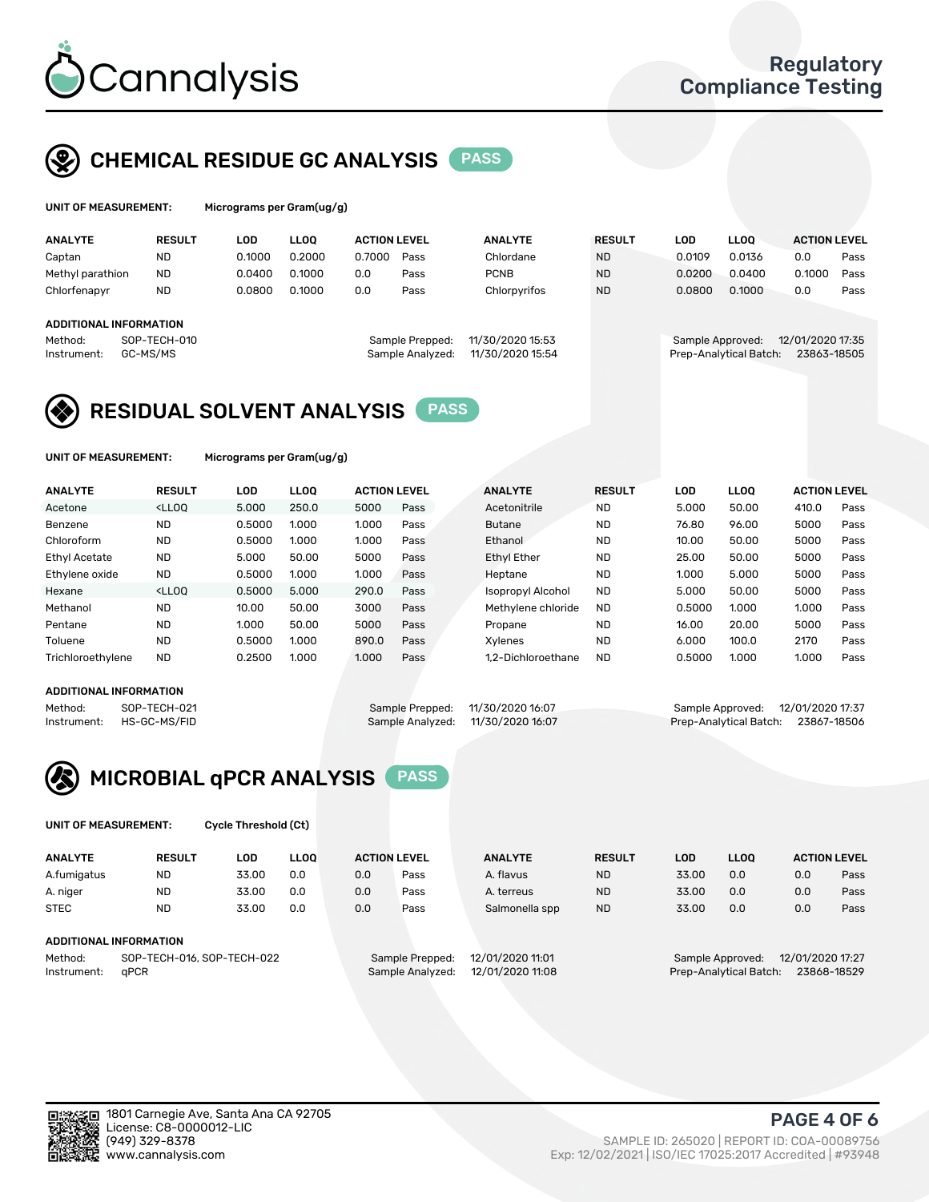# Cannalysis

Regulatory Compliance Testing

## CHEMICAL RESIDUE GC ANALYSIS PASS

**UNIT OF MEASUREMENT:** Micrograms per Gram(ug/g)

| ANALYTE | RESULT | LOD | LLOQ | ACTION LEVEL | | ANALYTE | RESULT | LOD | LLOQ | ACTION LEVEL | |
|---|---|---|---|---|---|---|---|---|---|---|---|
| Captan | ND | 0.1000 | 0.2000 | 0.7000 | Pass | Chlordane | ND | 0.0109 | 0.0136 | 0.0 | Pass |
| Methyl parathion | ND | 0.0400 | 0.1000 | 0.0 | Pass | PCNB | ND | 0.0200 | 0.0400 | 0.1000 | Pass |
| Chlorfenapyr | ND | 0.0800 | 0.1000 | 0.0 | Pass | Chlorpyrifos | ND | 0.0800 | 0.1000 | 0.0 | Pass |

**ADDITIONAL INFORMATION**

Method: SOP-TECH-010
Instrument: GC-MS/MS

Sample Prepped: 11/30/2020 15:53
Sample Analyzed: 11/30/2020 15:54

Sample Approved: 12/01/2020 17:35
Prep-Analytical Batch: 23863-18505

## RESIDUAL SOLVENT ANALYSIS PASS

**UNIT OF MEASUREMENT:** Micrograms per Gram(ug/g)

| ANALYTE | RESULT | LOD | LLOQ | ACTION LEVEL | | ANALYTE | RESULT | LOD | LLOQ | ACTION LEVEL | |
|---|---|---|---|---|---|---|---|---|---|---|---|
| Acetone | <LLOQ | 5.000 | 250.0 | 5000 | Pass | Acetonitrile | ND | 5.000 | 50.00 | 410.0 | Pass |
| Benzene | ND | 0.5000 | 1.000 | 1.000 | Pass | Butane | ND | 76.80 | 96.00 | 5000 | Pass |
| Chloroform | ND | 0.5000 | 1.000 | 1.000 | Pass | Ethanol | ND | 10.00 | 50.00 | 5000 | Pass |
| Ethyl Acetate | ND | 5.000 | 50.00 | 5000 | Pass | Ethyl Ether | ND | 25.00 | 50.00 | 5000 | Pass |
| Ethylene oxide | ND | 0.5000 | 1.000 | 1.000 | Pass | Heptane | ND | 1.000 | 5.000 | 5000 | Pass |
| Hexane | <LLOQ | 0.5000 | 5.000 | 290.0 | Pass | Isopropyl Alcohol | ND | 5.000 | 50.00 | 5000 | Pass |
| Methanol | ND | 10.00 | 50.00 | 3000 | Pass | Methylene chloride | ND | 0.5000 | 1.000 | 1.000 | Pass |
| Pentane | ND | 1.000 | 50.00 | 5000 | Pass | Propane | ND | 16.00 | 20.00 | 5000 | Pass |
| Toluene | ND | 0.5000 | 1.000 | 890.0 | Pass | Xylenes | ND | 6.000 | 100.0 | 2170 | Pass |
| Trichloroethylene | ND | 0.2500 | 1.000 | 1.000 | Pass | 1,2-Dichloroethane | ND | 0.5000 | 1.000 | 1.000 | Pass |

**ADDITIONAL INFORMATION**

Method: SOP-TECH-021
Instrument: HS-GC-MS/FID

Sample Prepped: 11/30/2020 16:07
Sample Analyzed: 11/30/2020 16:07

Sample Approved: 12/01/2020 17:37
Prep-Analytical Batch: 23867-18506

## MICROBIAL qPCR ANALYSIS PASS

**UNIT OF MEASUREMENT:** Cycle Threshold (Ct)

| ANALYTE | RESULT | LOD | LLOQ | ACTION LEVEL | | ANALYTE | RESULT | LOD | LLOQ | ACTION LEVEL | |
|---|---|---|---|---|---|---|---|---|---|---|---|
| A.fumigatus | ND | 33.00 | 0.0 | 0.0 | Pass | A. flavus | ND | 33.00 | 0.0 | 0.0 | Pass |
| A. niger | ND | 33.00 | 0.0 | 0.0 | Pass | A. terreus | ND | 33.00 | 0.0 | 0.0 | Pass |
| STEC | ND | 33.00 | 0.0 | 0.0 | Pass | Salmonella spp | ND | 33.00 | 0.0 | 0.0 | Pass |

**ADDITIONAL INFORMATION**

Method: SOP-TECH-016, SOP-TECH-022
Instrument: qPCR

Sample Prepped: 12/01/2020 11:01
Sample Analyzed: 12/01/2020 11:08

Sample Approved: 12/01/2020 17:27
Prep-Analytical Batch: 23868-18529

1801 Carnegie Ave, Santa Ana CA 92705
License: C8-0000012-LIC
(949) 329-8378
www.cannalysis.com

SAMPLE ID: 265020 | REPORT ID: COA-00089756
Exp: 12/02/2021 | ISO/IEC 17025:2017 Accredited | #93948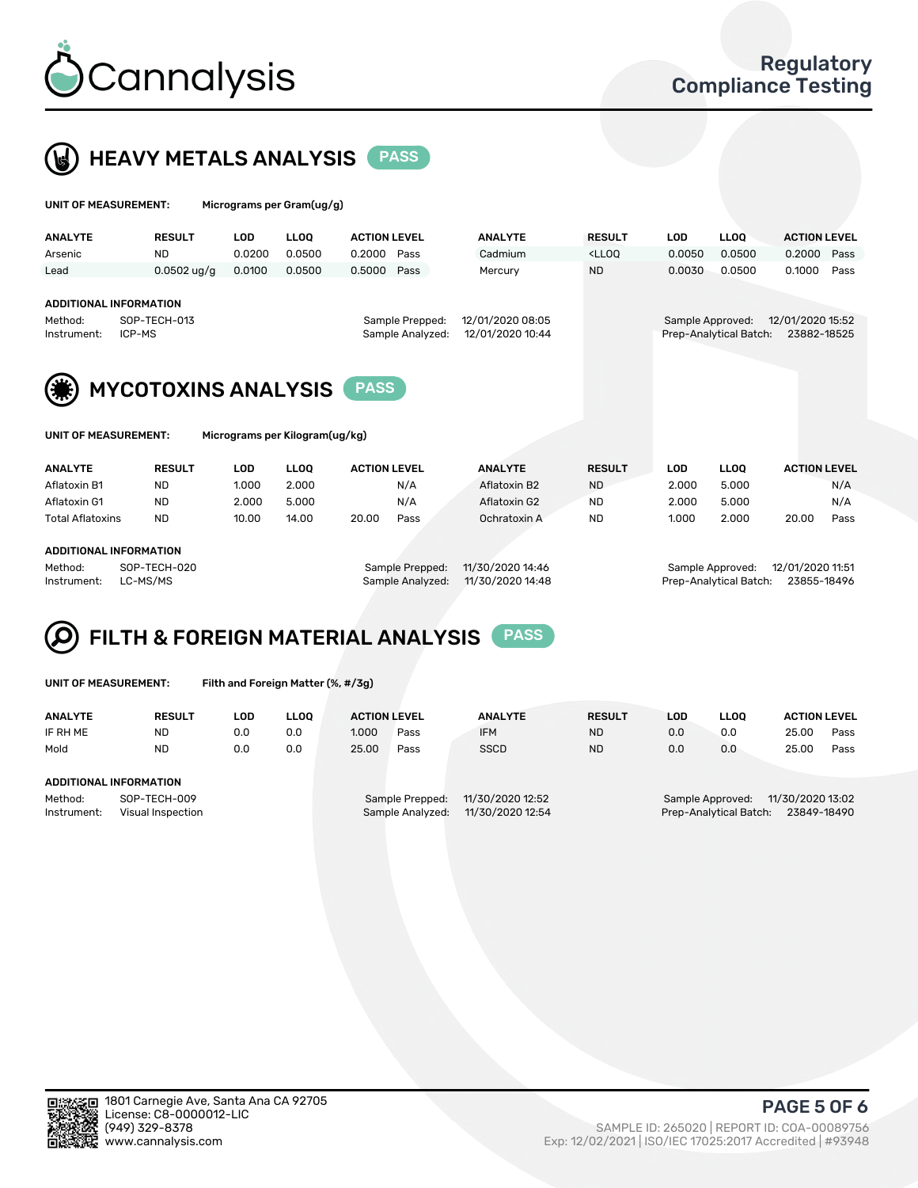# Cannalysis

Regulatory Compliance Testing

## HEAVY METALS ANALYSIS PASS

**UNIT OF MEASUREMENT:** Micrograms per Gram(ug/g)

| ANALYTE | RESULT | LOD | LLOQ | ACTION LEVEL | | ANALYTE | RESULT | LOD | LLOQ | ACTION LEVEL | |
|---|---|---|---|---|---|---|---|---|---|---|---|
| Arsenic | ND | 0.0200 | 0.0500 | 0.2000 | Pass | Cadmium | <LLOQ | 0.0050 | 0.0500 | 0.2000 | Pass |
| Lead | 0.0502 ug/g | 0.0100 | 0.0500 | 0.5000 | Pass | Mercury | ND | 0.0030 | 0.0500 | 0.1000 | Pass |

**ADDITIONAL INFORMATION**

Method: SOP-TECH-013
Instrument: ICP-MS

Sample Prepped: 12/01/2020 08:05
Sample Analyzed: 12/01/2020 10:44

Sample Approved: 12/01/2020 15:52
Prep-Analytical Batch: 23882-18525

## MYCOTOXINS ANALYSIS PASS

**UNIT OF MEASUREMENT:** Micrograms per Kilogram(ug/kg)

| ANALYTE | RESULT | LOD | LLOQ | ACTION LEVEL | | ANALYTE | RESULT | LOD | LLOQ | ACTION LEVEL | |
|---|---|---|---|---|---|---|---|---|---|---|---|
| Aflatoxin B1 | ND | 1.000 | 2.000 | | N/A | Aflatoxin B2 | ND | 2.000 | 5.000 | | N/A |
| Aflatoxin G1 | ND | 2.000 | 5.000 | | N/A | Aflatoxin G2 | ND | 2.000 | 5.000 | | N/A |
| Total Aflatoxins | ND | 10.00 | 14.00 | 20.00 | Pass | Ochratoxin A | ND | 1.000 | 2.000 | 20.00 | Pass |

**ADDITIONAL INFORMATION**

Method: SOP-TECH-020
Instrument: LC-MS/MS

Sample Prepped: 11/30/2020 14:46
Sample Analyzed: 11/30/2020 14:48

Sample Approved: 12/01/2020 11:51
Prep-Analytical Batch: 23855-18496

## FILTH & FOREIGN MATERIAL ANALYSIS PASS

**UNIT OF MEASUREMENT:** Filth and Foreign Matter (%, #/3g)

| ANALYTE | RESULT | LOD | LLOQ | ACTION LEVEL | | ANALYTE | RESULT | LOD | LLOQ | ACTION LEVEL | |
|---|---|---|---|---|---|---|---|---|---|---|---|
| IF RH ME | ND | 0.0 | 0.0 | 1.000 | Pass | IFM | ND | 0.0 | 0.0 | 25.00 | Pass |
| Mold | ND | 0.0 | 0.0 | 25.00 | Pass | SSCD | ND | 0.0 | 0.0 | 25.00 | Pass |

**ADDITIONAL INFORMATION**

Method: SOP-TECH-009
Instrument: Visual Inspection

Sample Prepped: 11/30/2020 12:52
Sample Analyzed: 11/30/2020 12:54

Sample Approved: 11/30/2020 13:02
Prep-Analytical Batch: 23849-18490

1801 Carnegie Ave, Santa Ana CA 92705
License: C8-0000012-LIC
(949) 329-8378
www.cannalysis.com

SAMPLE ID: 265020 | REPORT ID: COA-00089756
Exp: 12/02/2021 | ISO/IEC 17025:2017 Accredited | #93948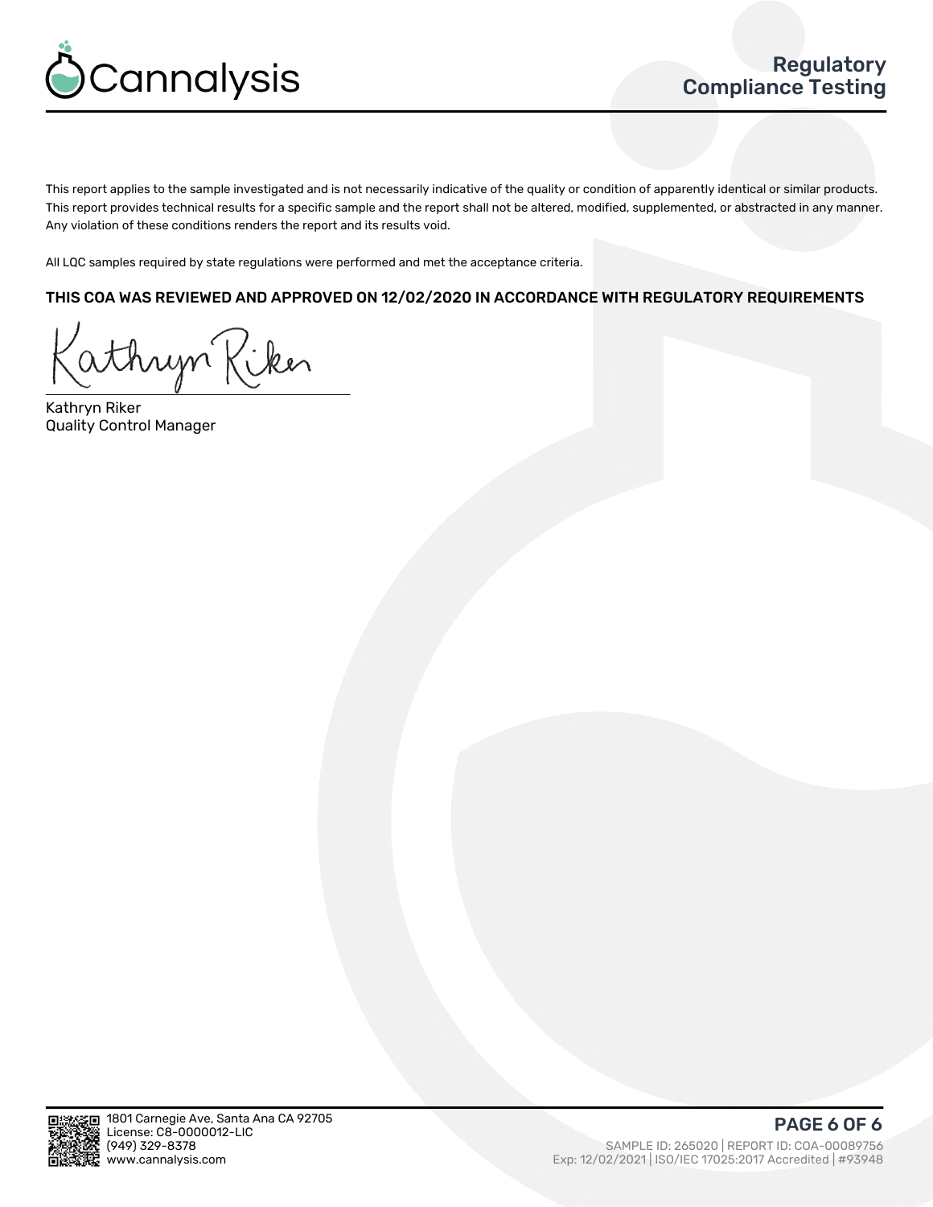This report applies to the sample investigated and is not necessarily indicative of the quality or condition of apparently identical or similar products. This report provides technical results for a specific sample and the report shall not be altered, modified, supplemented, or abstracted in any manner. Any violation of these conditions renders the report and its results void.

All LQC samples required by state regulations were performed and met the acceptance criteria.

**THIS COA WAS REVIEWED AND APPROVED ON 12/02/2020 IN ACCORDANCE WITH REGULATORY REQUIREMENTS**

Kathryn Riker
Quality Control Manager